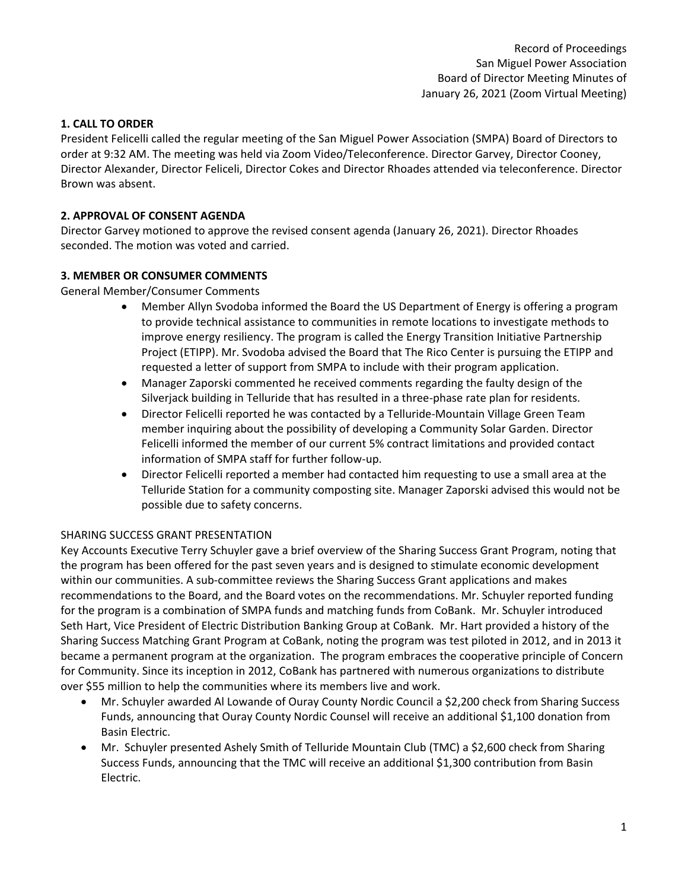Record of Proceedings
San Miguel Power Association
Board of Director Meeting Minutes of
January 26, 2021 (Zoom Virtual Meeting)

## 1. CALL TO ORDER

President Felicelli called the regular meeting of the San Miguel Power Association (SMPA) Board of Directors to order at 9:32 AM. The meeting was held via Zoom Video/Teleconference. Director Garvey, Director Cooney, Director Alexander, Director Feliceli, Director Cokes and Director Rhoades attended via teleconference. Director Brown was absent.

## 2. APPROVAL OF CONSENT AGENDA

Director Garvey motioned to approve the revised consent agenda (January 26, 2021). Director Rhoades seconded. The motion was voted and carried.

## 3. MEMBER OR CONSUMER COMMENTS

General Member/Consumer Comments

- Member Allyn Svodoba informed the Board the US Department of Energy is offering a program to provide technical assistance to communities in remote locations to investigate methods to improve energy resiliency. The program is called the Energy Transition Initiative Partnership Project (ETIPP). Mr. Svodoba advised the Board that The Rico Center is pursuing the ETIPP and requested a letter of support from SMPA to include with their program application.
- Manager Zaporski commented he received comments regarding the faulty design of the Silverjack building in Telluride that has resulted in a three-phase rate plan for residents.
- Director Felicelli reported he was contacted by a Telluride-Mountain Village Green Team member inquiring about the possibility of developing a Community Solar Garden. Director Felicelli informed the member of our current 5% contract limitations and provided contact information of SMPA staff for further follow-up.
- Director Felicelli reported a member had contacted him requesting to use a small area at the Telluride Station for a community composting site. Manager Zaporski advised this would not be possible due to safety concerns.

SHARING SUCCESS GRANT PRESENTATION

Key Accounts Executive Terry Schuyler gave a brief overview of the Sharing Success Grant Program, noting that the program has been offered for the past seven years and is designed to stimulate economic development within our communities. A sub-committee reviews the Sharing Success Grant applications and makes recommendations to the Board, and the Board votes on the recommendations. Mr. Schuyler reported funding for the program is a combination of SMPA funds and matching funds from CoBank. Mr. Schuyler introduced Seth Hart, Vice President of Electric Distribution Banking Group at CoBank. Mr. Hart provided a history of the Sharing Success Matching Grant Program at CoBank, noting the program was test piloted in 2012, and in 2013 it became a permanent program at the organization. The program embraces the cooperative principle of Concern for Community. Since its inception in 2012, CoBank has partnered with numerous organizations to distribute over $55 million to help the communities where its members live and work.

- Mr. Schuyler awarded Al Lowande of Ouray County Nordic Council a $2,200 check from Sharing Success Funds, announcing that Ouray County Nordic Counsel will receive an additional $1,100 donation from Basin Electric.
- Mr. Schuyler presented Ashely Smith of Telluride Mountain Club (TMC) a $2,600 check from Sharing Success Funds, announcing that the TMC will receive an additional $1,300 contribution from Basin Electric.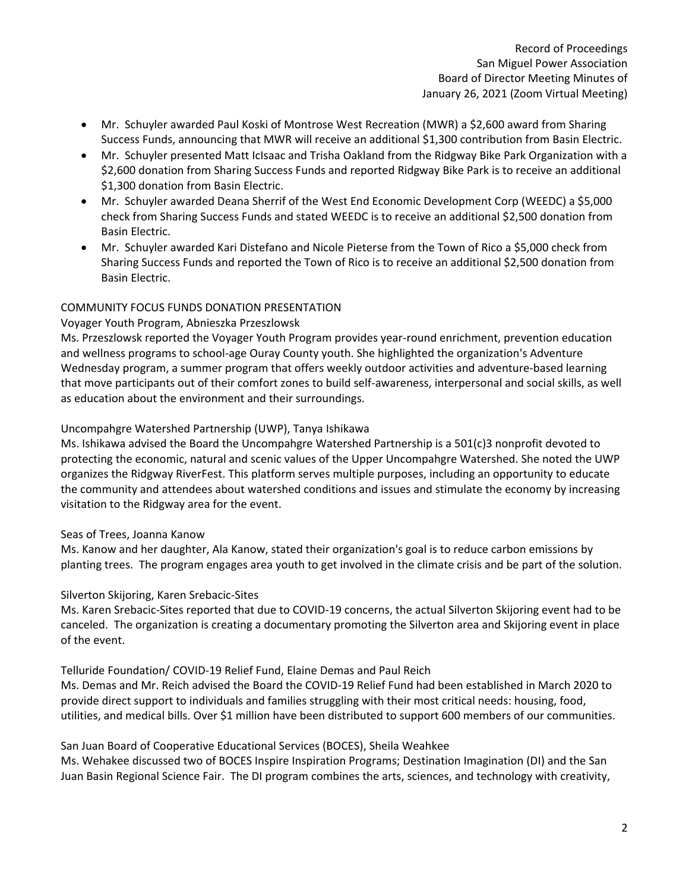- Mr. Schuyler awarded Paul Koski of Montrose West Recreation (MWR) a $2,600 award from Sharing Success Funds, announcing that MWR will receive an additional $1,300 contribution from Basin Electric.
- Mr. Schuyler presented Matt IcIsaac and Trisha Oakland from the Ridgway Bike Park Organization with a $2,600 donation from Sharing Success Funds and reported Ridgway Bike Park is to receive an additional $1,300 donation from Basin Electric.
- Mr. Schuyler awarded Deana Sherrif of the West End Economic Development Corp (WEEDC) a $5,000 check from Sharing Success Funds and stated WEEDC is to receive an additional $2,500 donation from Basin Electric.
- Mr. Schuyler awarded Kari Distefano and Nicole Pieterse from the Town of Rico a $5,000 check from Sharing Success Funds and reported the Town of Rico is to receive an additional $2,500 donation from Basin Electric.

COMMUNITY FOCUS FUNDS DONATION PRESENTATION

Voyager Youth Program, Abnieszka Przeszlowsk

Ms. Przeszlowsk reported the Voyager Youth Program provides year-round enrichment, prevention education and wellness programs to school-age Ouray County youth. She highlighted the organization's Adventure Wednesday program, a summer program that offers weekly outdoor activities and adventure-based learning that move participants out of their comfort zones to build self-awareness, interpersonal and social skills, as well as education about the environment and their surroundings.

Uncompahgre Watershed Partnership (UWP), Tanya Ishikawa

Ms. Ishikawa advised the Board the Uncompahgre Watershed Partnership is a 501(c)3 nonprofit devoted to protecting the economic, natural and scenic values of the Upper Uncompahgre Watershed. She noted the UWP organizes the Ridgway RiverFest. This platform serves multiple purposes, including an opportunity to educate the community and attendees about watershed conditions and issues and stimulate the economy by increasing visitation to the Ridgway area for the event.

Seas of Trees, Joanna Kanow

Ms. Kanow and her daughter, Ala Kanow, stated their organization's goal is to reduce carbon emissions by planting trees. The program engages area youth to get involved in the climate crisis and be part of the solution.

Silverton Skijoring, Karen Srebacic-Sites

Ms. Karen Srebacic-Sites reported that due to COVID-19 concerns, the actual Silverton Skijoring event had to be canceled. The organization is creating a documentary promoting the Silverton area and Skijoring event in place of the event.

Telluride Foundation/ COVID-19 Relief Fund, Elaine Demas and Paul Reich

Ms. Demas and Mr. Reich advised the Board the COVID-19 Relief Fund had been established in March 2020 to provide direct support to individuals and families struggling with their most critical needs: housing, food, utilities, and medical bills. Over $1 million have been distributed to support 600 members of our communities.

San Juan Board of Cooperative Educational Services (BOCES), Sheila Weahkee

Ms. Wehakee discussed two of BOCES Inspire Inspiration Programs; Destination Imagination (DI) and the San Juan Basin Regional Science Fair. The DI program combines the arts, sciences, and technology with creativity,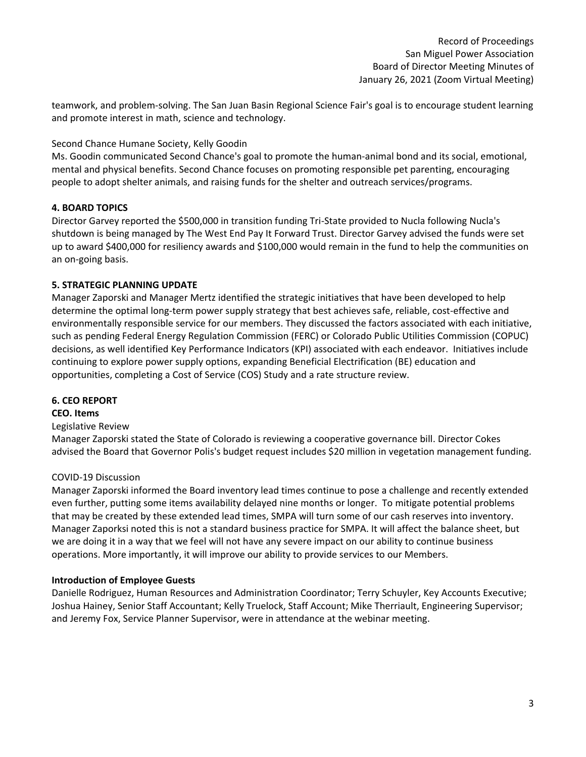teamwork, and problem-solving. The San Juan Basin Regional Science Fair's goal is to encourage student learning and promote interest in math, science and technology.

Second Chance Humane Society, Kelly Goodin
Ms. Goodin communicated Second Chance's goal to promote the human-animal bond and its social, emotional, mental and physical benefits. Second Chance focuses on promoting responsible pet parenting, encouraging people to adopt shelter animals, and raising funds for the shelter and outreach services/programs.

**4. BOARD TOPICS**

Director Garvey reported the $500,000 in transition funding Tri-State provided to Nucla following Nucla's shutdown is being managed by The West End Pay It Forward Trust. Director Garvey advised the funds were set up to award $400,000 for resiliency awards and $100,000 would remain in the fund to help the communities on an on-going basis.

**5. STRATEGIC PLANNING UPDATE**

Manager Zaporski and Manager Mertz identified the strategic initiatives that have been developed to help determine the optimal long-term power supply strategy that best achieves safe, reliable, cost-effective and environmentally responsible service for our members. They discussed the factors associated with each initiative, such as pending Federal Energy Regulation Commission (FERC) or Colorado Public Utilities Commission (COPUC) decisions, as well identified Key Performance Indicators (KPI) associated with each endeavor. Initiatives include continuing to explore power supply options, expanding Beneficial Electrification (BE) education and opportunities, completing a Cost of Service (COS) Study and a rate structure review.

**6. CEO REPORT**

**CEO. Items**

Legislative Review
Manager Zaporski stated the State of Colorado is reviewing a cooperative governance bill. Director Cokes advised the Board that Governor Polis's budget request includes $20 million in vegetation management funding.

COVID-19 Discussion
Manager Zaporski informed the Board inventory lead times continue to pose a challenge and recently extended even further, putting some items availability delayed nine months or longer. To mitigate potential problems that may be created by these extended lead times, SMPA will turn some of our cash reserves into inventory. Manager Zaporksi noted this is not a standard business practice for SMPA. It will affect the balance sheet, but we are doing it in a way that we feel will not have any severe impact on our ability to continue business operations. More importantly, it will improve our ability to provide services to our Members.

**Introduction of Employee Guests**

Danielle Rodriguez, Human Resources and Administration Coordinator; Terry Schuyler, Key Accounts Executive; Joshua Hainey, Senior Staff Accountant; Kelly Truelock, Staff Account; Mike Therriault, Engineering Supervisor; and Jeremy Fox, Service Planner Supervisor, were in attendance at the webinar meeting.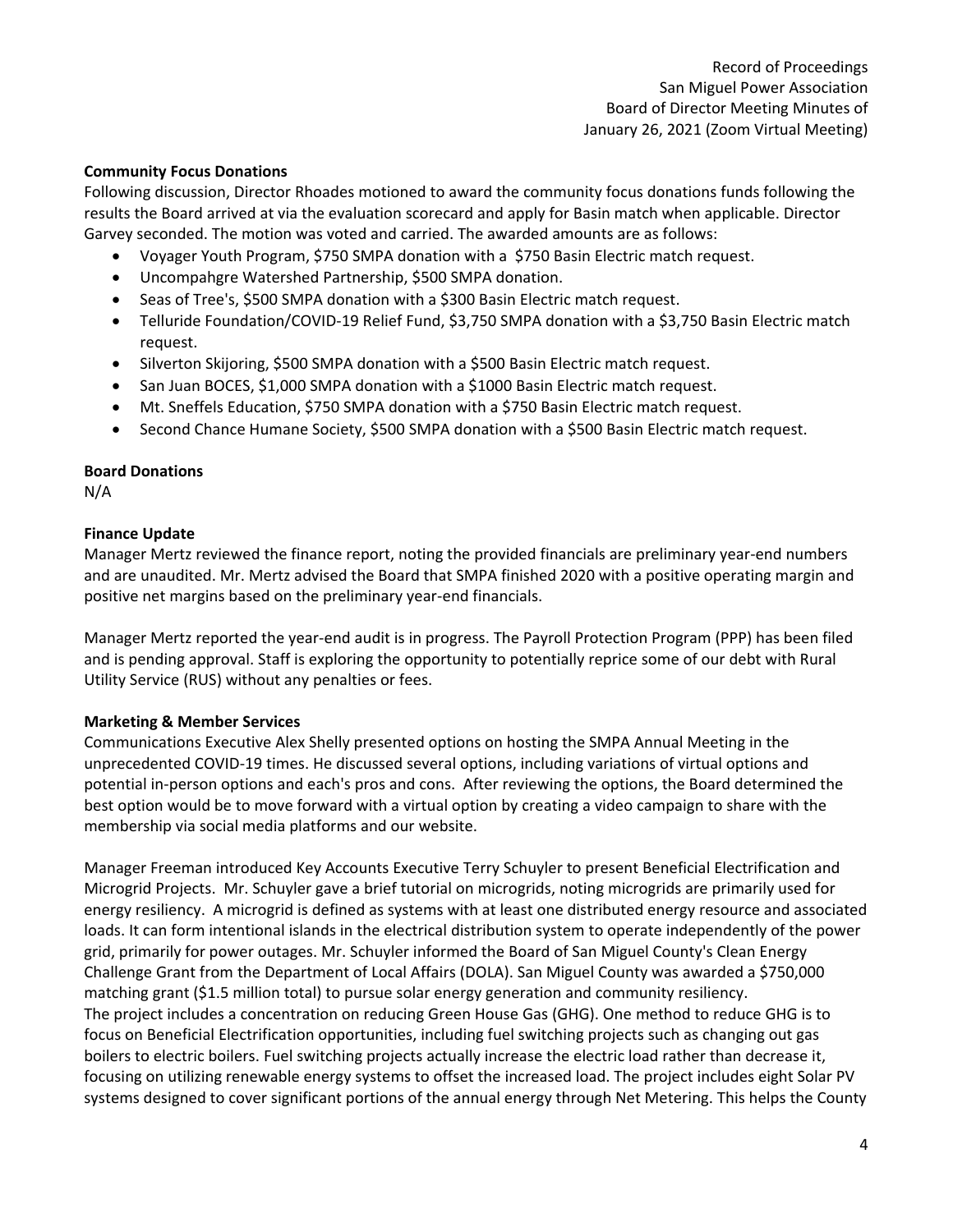## Community Focus Donations

Following discussion, Director Rhoades motioned to award the community focus donations funds following the results the Board arrived at via the evaluation scorecard and apply for Basin match when applicable. Director Garvey seconded. The motion was voted and carried. The awarded amounts are as follows:

- Voyager Youth Program, $750 SMPA donation with a  $750 Basin Electric match request.
- Uncompahgre Watershed Partnership, $500 SMPA donation.
- Seas of Tree's, $500 SMPA donation with a $300 Basin Electric match request.
- Telluride Foundation/COVID-19 Relief Fund, $3,750 SMPA donation with a $3,750 Basin Electric match request.
- Silverton Skijoring, $500 SMPA donation with a $500 Basin Electric match request.
- San Juan BOCES, $1,000 SMPA donation with a $1000 Basin Electric match request.
- Mt. Sneffels Education, $750 SMPA donation with a $750 Basin Electric match request.
- Second Chance Humane Society, $500 SMPA donation with a $500 Basin Electric match request.

## Board Donations

N/A

## Finance Update

Manager Mertz reviewed the finance report, noting the provided financials are preliminary year-end numbers and are unaudited. Mr. Mertz advised the Board that SMPA finished 2020 with a positive operating margin and positive net margins based on the preliminary year-end financials.

Manager Mertz reported the year-end audit is in progress. The Payroll Protection Program (PPP) has been filed and is pending approval. Staff is exploring the opportunity to potentially reprice some of our debt with Rural Utility Service (RUS) without any penalties or fees.

## Marketing & Member Services

Communications Executive Alex Shelly presented options on hosting the SMPA Annual Meeting in the unprecedented COVID-19 times. He discussed several options, including variations of virtual options and potential in-person options and each's pros and cons.  After reviewing the options, the Board determined the best option would be to move forward with a virtual option by creating a video campaign to share with the membership via social media platforms and our website.

Manager Freeman introduced Key Accounts Executive Terry Schuyler to present Beneficial Electrification and Microgrid Projects.  Mr. Schuyler gave a brief tutorial on microgrids, noting microgrids are primarily used for energy resiliency.  A microgrid is defined as systems with at least one distributed energy resource and associated loads. It can form intentional islands in the electrical distribution system to operate independently of the power grid, primarily for power outages. Mr. Schuyler informed the Board of San Miguel County's Clean Energy Challenge Grant from the Department of Local Affairs (DOLA). San Miguel County was awarded a $750,000 matching grant ($1.5 million total) to pursue solar energy generation and community resiliency.
The project includes a concentration on reducing Green House Gas (GHG). One method to reduce GHG is to focus on Beneficial Electrification opportunities, including fuel switching projects such as changing out gas boilers to electric boilers. Fuel switching projects actually increase the electric load rather than decrease it, focusing on utilizing renewable energy systems to offset the increased load. The project includes eight Solar PV systems designed to cover significant portions of the annual energy through Net Metering. This helps the County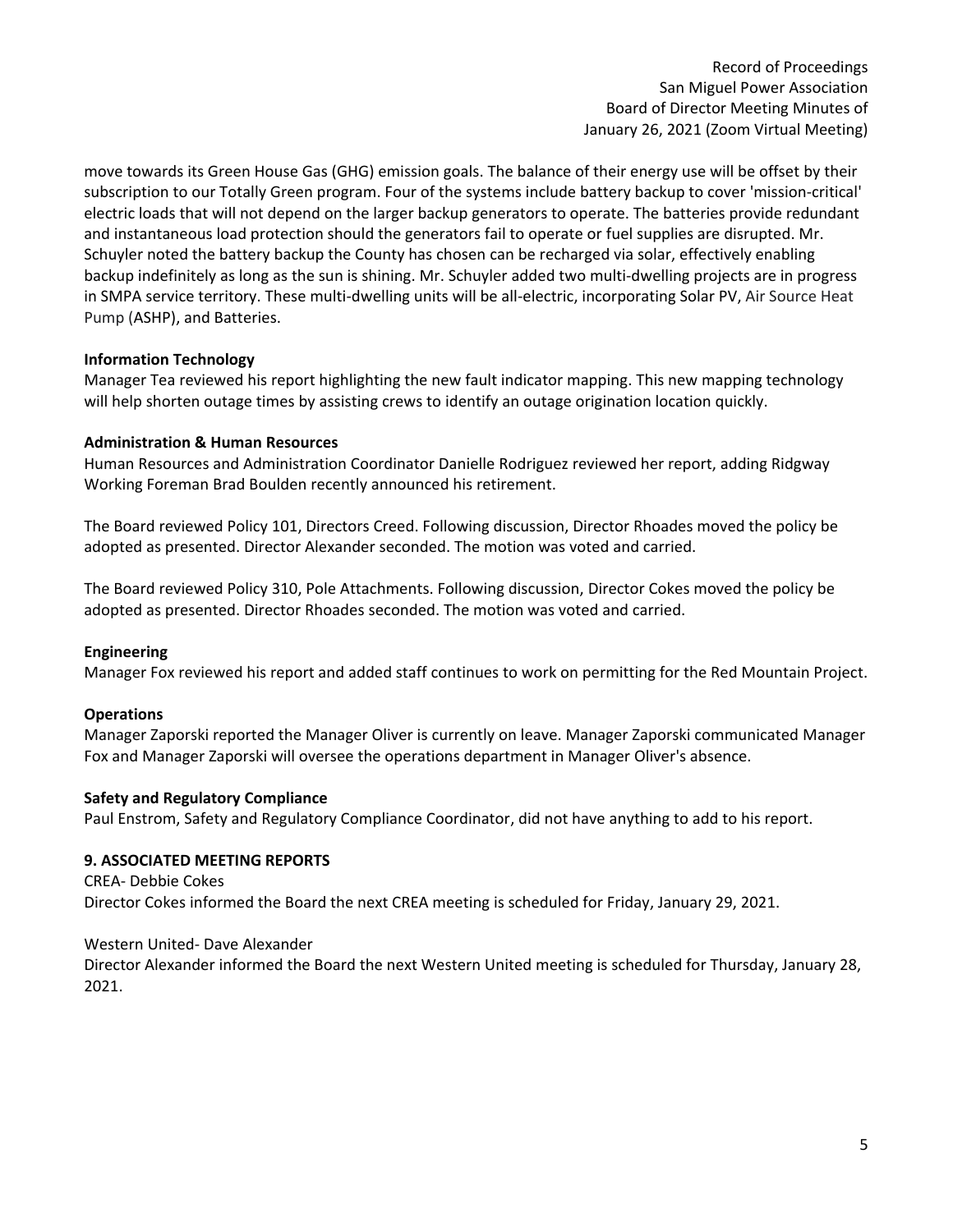move towards its Green House Gas (GHG) emission goals. The balance of their energy use will be offset by their subscription to our Totally Green program. Four of the systems include battery backup to cover 'mission-critical' electric loads that will not depend on the larger backup generators to operate. The batteries provide redundant and instantaneous load protection should the generators fail to operate or fuel supplies are disrupted. Mr. Schuyler noted the battery backup the County has chosen can be recharged via solar, effectively enabling backup indefinitely as long as the sun is shining. Mr. Schuyler added two multi-dwelling projects are in progress in SMPA service territory. These multi-dwelling units will be all-electric, incorporating Solar PV, Air Source Heat Pump (ASHP), and Batteries.

**Information Technology**

Manager Tea reviewed his report highlighting the new fault indicator mapping. This new mapping technology will help shorten outage times by assisting crews to identify an outage origination location quickly.

**Administration & Human Resources**

Human Resources and Administration Coordinator Danielle Rodriguez reviewed her report, adding Ridgway Working Foreman Brad Boulden recently announced his retirement.

The Board reviewed Policy 101, Directors Creed. Following discussion, Director Rhoades moved the policy be adopted as presented. Director Alexander seconded. The motion was voted and carried.

The Board reviewed Policy 310, Pole Attachments. Following discussion, Director Cokes moved the policy be adopted as presented. Director Rhoades seconded. The motion was voted and carried.

**Engineering**

Manager Fox reviewed his report and added staff continues to work on permitting for the Red Mountain Project.

**Operations**

Manager Zaporski reported the Manager Oliver is currently on leave. Manager Zaporski communicated Manager Fox and Manager Zaporski will oversee the operations department in Manager Oliver's absence.

**Safety and Regulatory Compliance**

Paul Enstrom, Safety and Regulatory Compliance Coordinator, did not have anything to add to his report.

**9. ASSOCIATED MEETING REPORTS**

CREA- Debbie Cokes

Director Cokes informed the Board the next CREA meeting is scheduled for Friday, January 29, 2021.

Western United- Dave Alexander

Director Alexander informed the Board the next Western United meeting is scheduled for Thursday, January 28, 2021.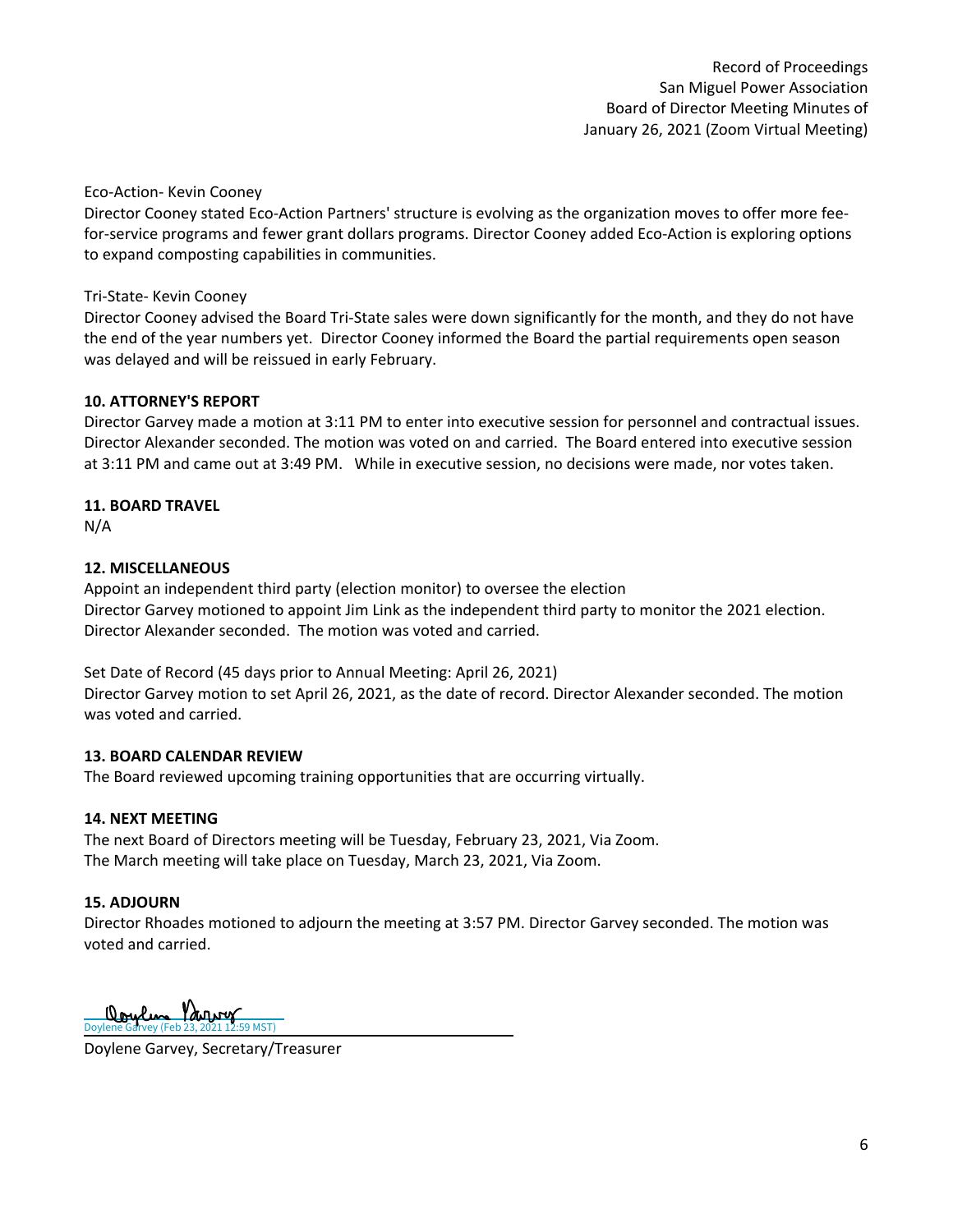Eco-Action- Kevin Cooney

Director Cooney stated Eco-Action Partners' structure is evolving as the organization moves to offer more fee-for-service programs and fewer grant dollars programs. Director Cooney added Eco-Action is exploring options to expand composting capabilities in communities.

Tri-State- Kevin Cooney

Director Cooney advised the Board Tri-State sales were down significantly for the month, and they do not have the end of the year numbers yet. Director Cooney informed the Board the partial requirements open season was delayed and will be reissued in early February.

**10. ATTORNEY'S REPORT**

Director Garvey made a motion at 3:11 PM to enter into executive session for personnel and contractual issues. Director Alexander seconded. The motion was voted on and carried. The Board entered into executive session at 3:11 PM and came out at 3:49 PM. While in executive session, no decisions were made, nor votes taken.

**11. BOARD TRAVEL**

N/A

**12. MISCELLANEOUS**

Appoint an independent third party (election monitor) to oversee the election

Director Garvey motioned to appoint Jim Link as the independent third party to monitor the 2021 election. Director Alexander seconded. The motion was voted and carried.

Set Date of Record (45 days prior to Annual Meeting: April 26, 2021)

Director Garvey motion to set April 26, 2021, as the date of record. Director Alexander seconded. The motion was voted and carried.

**13. BOARD CALENDAR REVIEW**

The Board reviewed upcoming training opportunities that are occurring virtually.

**14. NEXT MEETING**

The next Board of Directors meeting will be Tuesday, February 23, 2021, Via Zoom.
The March meeting will take place on Tuesday, March 23, 2021, Via Zoom.

**15. ADJOURN**

Director Rhoades motioned to adjourn the meeting at 3:57 PM. Director Garvey seconded. The motion was voted and carried.

Doylene Garvey (Feb 23, 2021 12:59 MST)

Doylene Garvey, Secretary/Treasurer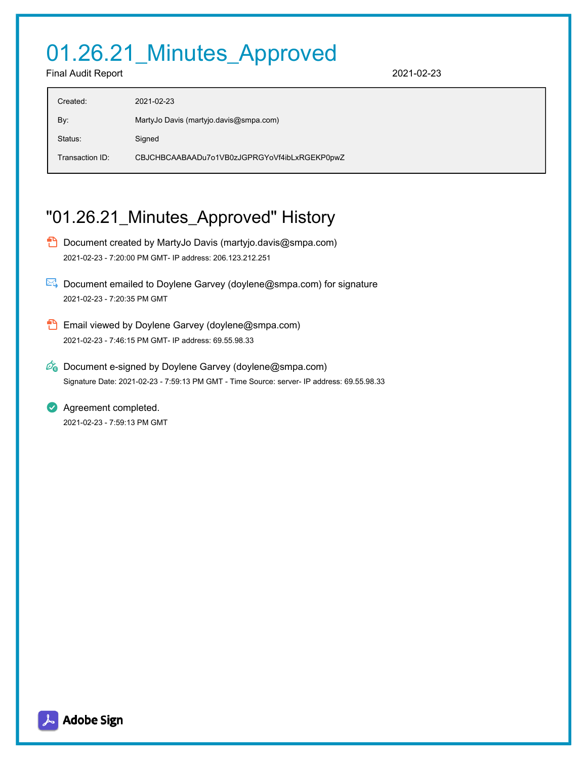# 01.26.21_Minutes_Approved

Final Audit Report 2021-02-23

| | |
|---|---|
| Created: | 2021-02-23 |
| By: | MartyJo Davis (martyjo.davis@smpa.com) |
| Status: | Signed |
| Transaction ID: | CBJCHBCAABAADu7o1VB0zJGPRGYoVf4ibLxRGEKP0pwZ |

## "01.26.21_Minutes_Approved" History

Document created by MartyJo Davis (martyjo.davis@smpa.com)
2021-02-23 - 7:20:00 PM GMT- IP address: 206.123.212.251

Document emailed to Doylene Garvey (doylene@smpa.com) for signature
2021-02-23 - 7:20:35 PM GMT

Email viewed by Doylene Garvey (doylene@smpa.com)
2021-02-23 - 7:46:15 PM GMT- IP address: 69.55.98.33

Document e-signed by Doylene Garvey (doylene@smpa.com)
Signature Date: 2021-02-23 - 7:59:13 PM GMT - Time Source: server- IP address: 69.55.98.33

Agreement completed.
2021-02-23 - 7:59:13 PM GMT

Adobe Sign